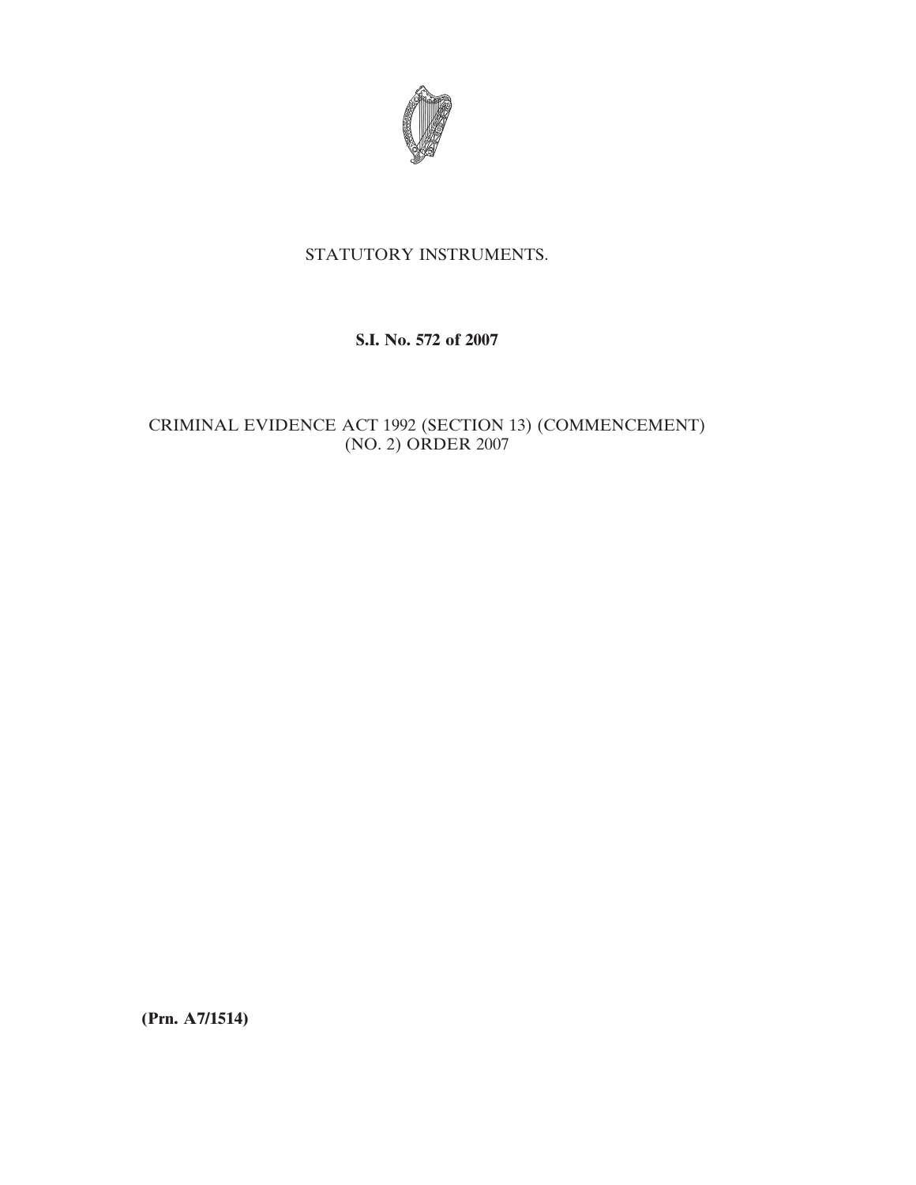STATUTORY INSTRUMENTS.

**S.I. No. 572 of 2007**

CRIMINAL EVIDENCE ACT 1992 (SECTION 13) (COMMENCEMENT) (NO. 2) ORDER 2007

**(Prn. A7/1514)**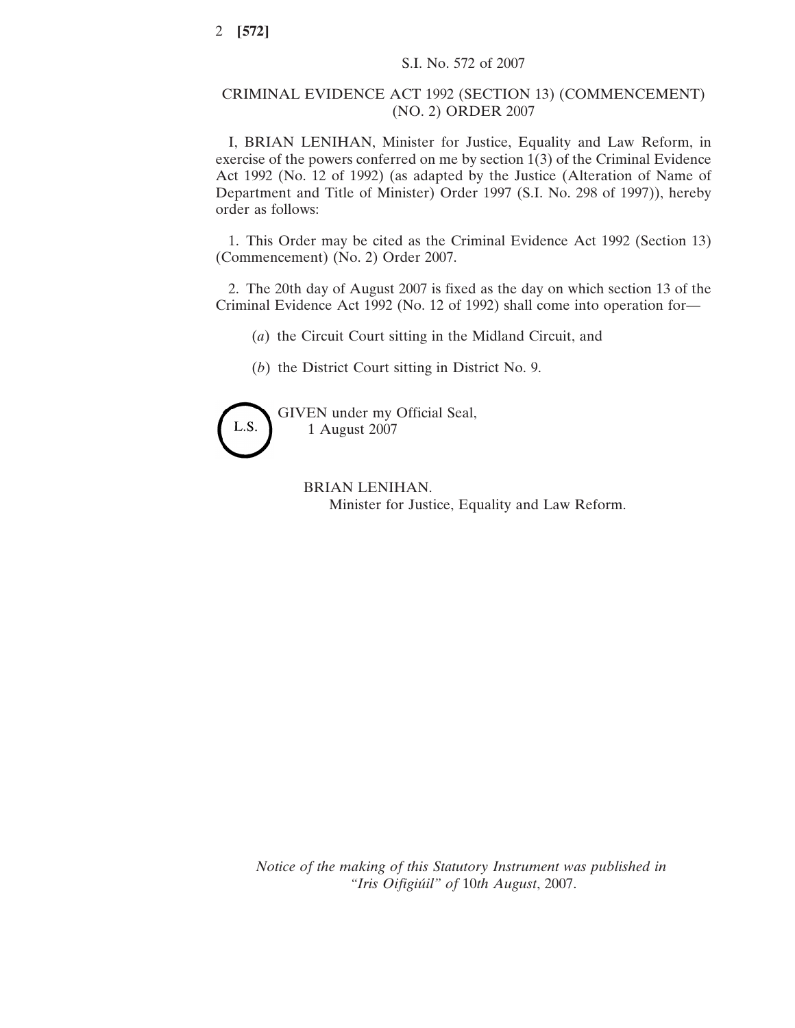S.I. No. 572 of 2007

# CRIMINAL EVIDENCE ACT 1992 (SECTION 13) (COMMENCEMENT) (NO. 2) ORDER 2007

I, BRIAN LENIHAN, Minister for Justice, Equality and Law Reform, in exercise of the powers conferred on me by section 1(3) of the Criminal Evidence Act 1992 (No. 12 of 1992) (as adapted by the Justice (Alteration of Name of Department and Title of Minister) Order 1997 (S.I. No. 298 of 1997)), hereby order as follows:

1. This Order may be cited as the Criminal Evidence Act 1992 (Section 13) (Commencement) (No. 2) Order 2007.

2. The 20th day of August 2007 is fixed as the day on which section 13 of the Criminal Evidence Act 1992 (No. 12 of 1992) shall come into operation for—

(*a*) the Circuit Court sitting in the Midland Circuit, and

(*b*) the District Court sitting in District No. 9.

L.S.

GIVEN under my Official Seal,
1 August 2007

BRIAN LENIHAN.
Minister for Justice, Equality and Law Reform.

*Notice of the making of this Statutory Instrument was published in "Iris Oifigiúil" of* 10*th August*, 2007.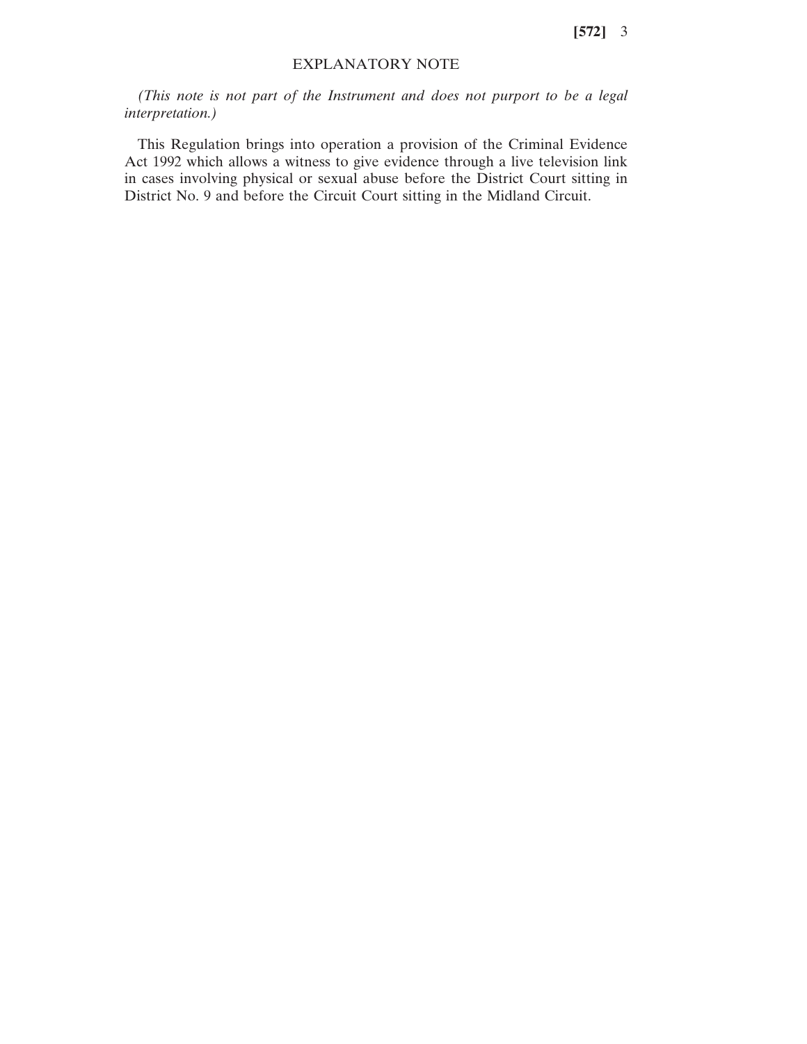## EXPLANATORY NOTE

*(This note is not part of the Instrument and does not purport to be a legal interpretation.)*

This Regulation brings into operation a provision of the Criminal Evidence Act 1992 which allows a witness to give evidence through a live television link in cases involving physical or sexual abuse before the District Court sitting in District No. 9 and before the Circuit Court sitting in the Midland Circuit.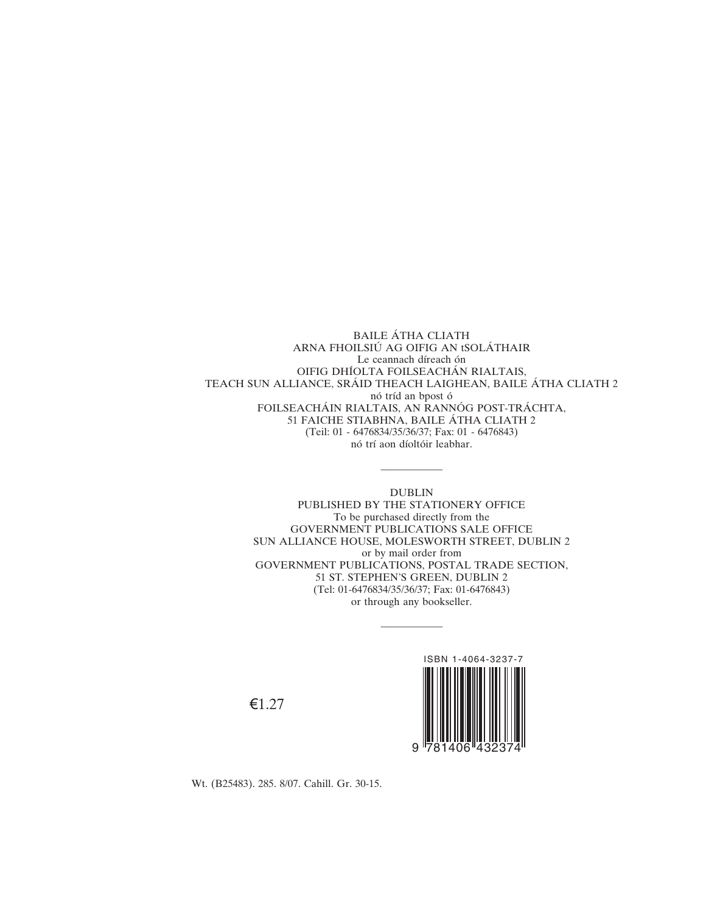BAILE ÁTHA CLIATH
ARNA FHOILSIÚ AG OIFIG AN tSOLÁTHAIR
Le ceannach díreach ón
OIFIG DHÍOLTA FOILSEACHÁN RIALTAIS,
TEACH SUN ALLIANCE, SRÁID THEACH LAIGHEAN, BAILE ÁTHA CLIATH 2
nó tríd an bpost ó
FOILSEACHÁIN RIALTAIS, AN RANNÓG POST-TRÁCHTA,
51 FAICHE STIABHNA, BAILE ÁTHA CLIATH 2
(Teil: 01 - 6476834/35/36/37; Fax: 01 - 6476843)
nó trí aon díoltóir leabhar.

---

DUBLIN
PUBLISHED BY THE STATIONERY OFFICE
To be purchased directly from the
GOVERNMENT PUBLICATIONS SALE OFFICE
SUN ALLIANCE HOUSE, MOLESWORTH STREET, DUBLIN 2
or by mail order from
GOVERNMENT PUBLICATIONS, POSTAL TRADE SECTION,
51 ST. STEPHEN'S GREEN, DUBLIN 2
(Tel: 01-6476834/35/36/37; Fax: 01-6476843)
or through any bookseller.

---

ISBN 1-4064-3237-7

€1.27

9 781406 432374

Wt. (B25483). 285. 8/07. Cahill. Gr. 30-15.